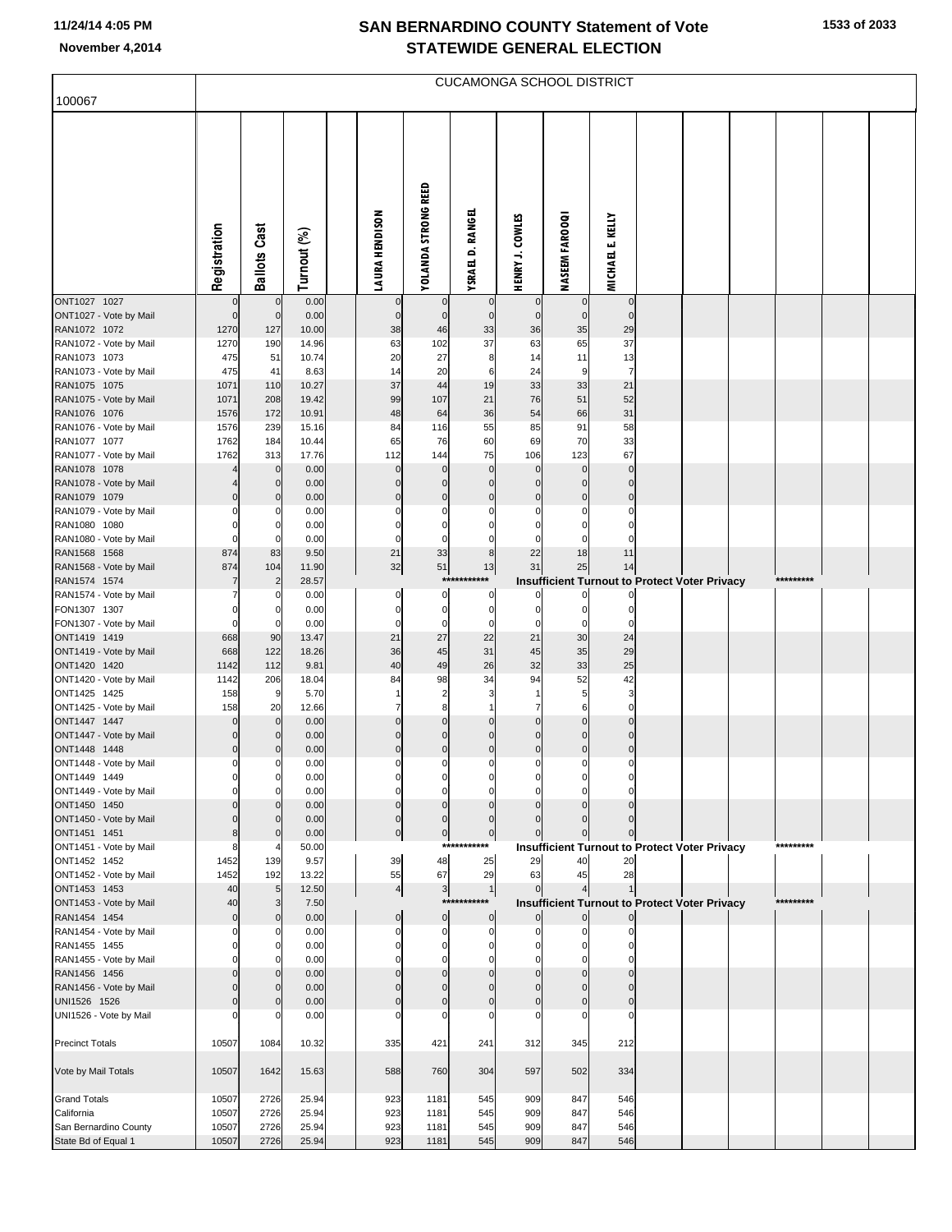# SAN BERNARDINO COUNTY Statement of Vote
## STATEWIDE GENERAL ELECTION

November 4,2014

100067

CUCAMONGA SCHOOL DISTRICT

| | Registration | Ballots Cast | Turnout (%) | LAURA HENDISON | YOLANDA STRONG REED | YSRAEL D. RANGEL | HENRY J. COWLES | NASEEM FAROOQI | MICHAEL E. KELLY |
|---|---|---|---|---|---|---|---|---|---|
| ONT1027 1027 | 0 | 0 | 0.00 | 0 | 0 | 0 | 0 | 0 | 0 |
| ONT1027 - Vote by Mail | 0 | 0 | 0.00 | 0 | 0 | 0 | 0 | 0 | 0 |
| RAN1072 1072 | 1270 | 127 | 10.00 | 38 | 46 | 33 | 36 | 35 | 29 |
| RAN1072 - Vote by Mail | 1270 | 190 | 14.96 | 63 | 102 | 37 | 63 | 65 | 37 |
| RAN1073 1073 | 475 | 51 | 10.74 | 20 | 27 | 8 | 14 | 11 | 13 |
| RAN1073 - Vote by Mail | 475 | 41 | 8.63 | 14 | 20 | 6 | 24 | 9 | 7 |
| RAN1075 1075 | 1071 | 110 | 10.27 | 37 | 44 | 19 | 33 | 33 | 21 |
| RAN1075 - Vote by Mail | 1071 | 208 | 19.42 | 99 | 107 | 21 | 76 | 51 | 52 |
| RAN1076 1076 | 1576 | 172 | 10.91 | 48 | 64 | 36 | 54 | 66 | 31 |
| RAN1076 - Vote by Mail | 1576 | 239 | 15.16 | 84 | 116 | 55 | 85 | 91 | 58 |
| RAN1077 1077 | 1762 | 184 | 10.44 | 65 | 76 | 60 | 69 | 70 | 33 |
| RAN1077 - Vote by Mail | 1762 | 313 | 17.76 | 112 | 144 | 75 | 106 | 123 | 67 |
| RAN1078 1078 | 4 | 0 | 0.00 | 0 | 0 | 0 | 0 | 0 | 0 |
| RAN1078 - Vote by Mail | 4 | 0 | 0.00 | 0 | 0 | 0 | 0 | 0 | 0 |
| RAN1079 1079 | 0 | 0 | 0.00 | 0 | 0 | 0 | 0 | 0 | 0 |
| RAN1079 - Vote by Mail | 0 | 0 | 0.00 | 0 | 0 | 0 | 0 | 0 | 0 |
| RAN1080 1080 | 0 | 0 | 0.00 | 0 | 0 | 0 | 0 | 0 | 0 |
| RAN1080 - Vote by Mail | 0 | 0 | 0.00 | 0 | 0 | 0 | 0 | 0 | 0 |
| RAN1568 1568 | 874 | 83 | 9.50 | 21 | 33 | 8 | 22 | 18 | 11 |
| RAN1568 - Vote by Mail | 874 | 104 | 11.90 | 32 | 51 | 13 | 31 | 25 | 14 |
| RAN1574 1574 | 7 | 2 | 28.57 | | | *********** | Insufficient Turnout to Protect Voter Privacy | | ********* |
| RAN1574 - Vote by Mail | 7 | 0 | 0.00 | 0 | 0 | 0 | 0 | 0 | 0 |
| FON1307 1307 | 0 | 0 | 0.00 | 0 | 0 | 0 | 0 | 0 | 0 |
| FON1307 - Vote by Mail | 0 | 0 | 0.00 | 0 | 0 | 0 | 0 | 0 | 0 |
| ONT1419 1419 | 668 | 90 | 13.47 | 21 | 27 | 22 | 21 | 30 | 24 |
| ONT1419 - Vote by Mail | 668 | 122 | 18.26 | 36 | 45 | 31 | 45 | 35 | 29 |
| ONT1420 1420 | 1142 | 112 | 9.81 | 40 | 49 | 26 | 32 | 33 | 25 |
| ONT1420 - Vote by Mail | 1142 | 206 | 18.04 | 84 | 98 | 34 | 94 | 52 | 42 |
| ONT1425 1425 | 158 | 9 | 5.70 | 1 | 2 | 3 | 1 | 5 | 3 |
| ONT1425 - Vote by Mail | 158 | 20 | 12.66 | 7 | 8 | 1 | 7 | 6 | 0 |
| ONT1447 1447 | 0 | 0 | 0.00 | 0 | 0 | 0 | 0 | 0 | 0 |
| ONT1447 - Vote by Mail | 0 | 0 | 0.00 | 0 | 0 | 0 | 0 | 0 | 0 |
| ONT1448 1448 | 0 | 0 | 0.00 | 0 | 0 | 0 | 0 | 0 | 0 |
| ONT1448 - Vote by Mail | 0 | 0 | 0.00 | 0 | 0 | 0 | 0 | 0 | 0 |
| ONT1449 1449 | 0 | 0 | 0.00 | 0 | 0 | 0 | 0 | 0 | 0 |
| ONT1449 - Vote by Mail | 0 | 0 | 0.00 | 0 | 0 | 0 | 0 | 0 | 0 |
| ONT1450 1450 | 0 | 0 | 0.00 | 0 | 0 | 0 | 0 | 0 | 0 |
| ONT1450 - Vote by Mail | 0 | 0 | 0.00 | 0 | 0 | 0 | 0 | 0 | 0 |
| ONT1451 1451 | 8 | 0 | 0.00 | 0 | 0 | 0 | 0 | 0 | 0 |
| ONT1451 - Vote by Mail | 8 | 4 | 50.00 | | | *********** | Insufficient Turnout to Protect Voter Privacy | | ********* |
| ONT1452 1452 | 1452 | 139 | 9.57 | 39 | 48 | 25 | 29 | 40 | 20 |
| ONT1452 - Vote by Mail | 1452 | 192 | 13.22 | 55 | 67 | 29 | 63 | 45 | 28 |
| ONT1453 1453 | 40 | 5 | 12.50 | 4 | 3 | 1 | 0 | 4 | 1 |
| ONT1453 - Vote by Mail | 40 | 3 | 7.50 | | | *********** | Insufficient Turnout to Protect Voter Privacy | | ********* |
| RAN1454 1454 | 0 | 0 | 0.00 | 0 | 0 | 0 | 0 | 0 | 0 |
| RAN1454 - Vote by Mail | 0 | 0 | 0.00 | 0 | 0 | 0 | 0 | 0 | 0 |
| RAN1455 1455 | 0 | 0 | 0.00 | 0 | 0 | 0 | 0 | 0 | 0 |
| RAN1455 - Vote by Mail | 0 | 0 | 0.00 | 0 | 0 | 0 | 0 | 0 | 0 |
| RAN1456 1456 | 0 | 0 | 0.00 | 0 | 0 | 0 | 0 | 0 | 0 |
| RAN1456 - Vote by Mail | 0 | 0 | 0.00 | 0 | 0 | 0 | 0 | 0 | 0 |
| UNI1526 1526 | 0 | 0 | 0.00 | 0 | 0 | 0 | 0 | 0 | 0 |
| UNI1526 - Vote by Mail | 0 | 0 | 0.00 | 0 | 0 | 0 | 0 | 0 | 0 |
| Precinct Totals | 10507 | 1084 | 10.32 | 335 | 421 | 241 | 312 | 345 | 212 |
| Vote by Mail Totals | 10507 | 1642 | 15.63 | 588 | 760 | 304 | 597 | 502 | 334 |
| Grand Totals | 10507 | 2726 | 25.94 | 923 | 1181 | 545 | 909 | 847 | 546 |
| California | 10507 | 2726 | 25.94 | 923 | 1181 | 545 | 909 | 847 | 546 |
| San Bernardino County | 10507 | 2726 | 25.94 | 923 | 1181 | 545 | 909 | 847 | 546 |
| State Bd of Equal 1 | 10507 | 2726 | 25.94 | 923 | 1181 | 545 | 909 | 847 | 546 |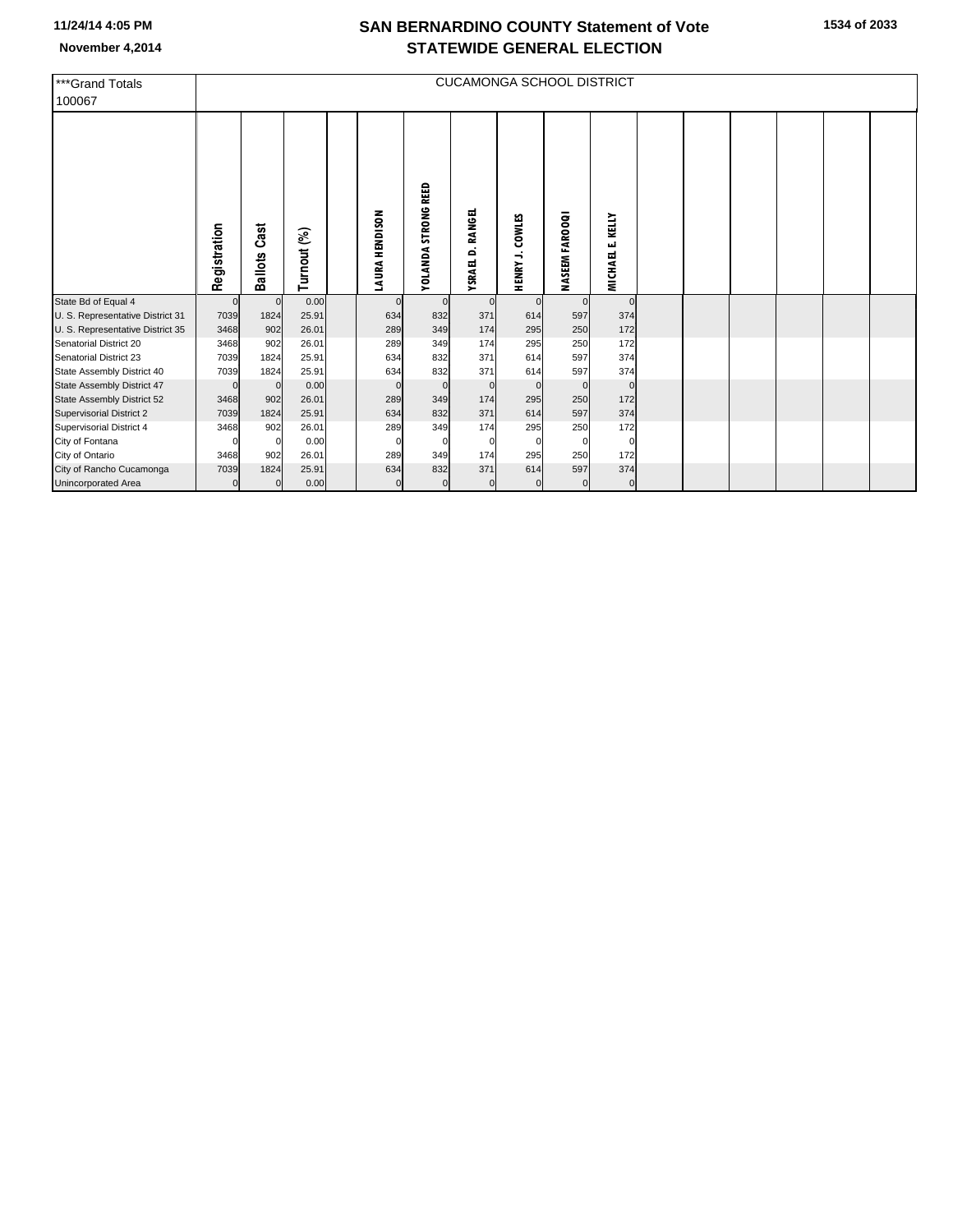# SAN BERNARDINO COUNTY Statement of Vote
## STATEWIDE GENERAL ELECTION

11/24/14 4:05 PM

November 4,2014

***Grand Totals
100067

CUCAMONGA SCHOOL DISTRICT

| | Registration | Ballots Cast | Turnout (%) | | LAURA HENDISON | YOLANDA STRONG REED | YSRAEL D. RANGEL | HENRY J. COWLES | NASEEM FAROOQI | MICHAEL E. KELLY | | | | | | |
|---|---|---|---|---|---|---|---|---|---|---|---|---|---|---|---|---|
| State Bd of Equal 4 | 0 | 0 | 0.00 | | 0 | 0 | 0 | 0 | 0 | 0 | | | | | | |
| U. S. Representative District 31 | 7039 | 1824 | 25.91 | | 634 | 832 | 371 | 614 | 597 | 374 | | | | | | |
| U. S. Representative District 35 | 3468 | 902 | 26.01 | | 289 | 349 | 174 | 295 | 250 | 172 | | | | | | |
| Senatorial District 20 | 3468 | 902 | 26.01 | | 289 | 349 | 174 | 295 | 250 | 172 | | | | | | |
| Senatorial District 23 | 7039 | 1824 | 25.91 | | 634 | 832 | 371 | 614 | 597 | 374 | | | | | | |
| State Assembly District 40 | 7039 | 1824 | 25.91 | | 634 | 832 | 371 | 614 | 597 | 374 | | | | | | |
| State Assembly District 47 | 0 | 0 | 0.00 | | 0 | 0 | 0 | 0 | 0 | 0 | | | | | | |
| State Assembly District 52 | 3468 | 902 | 26.01 | | 289 | 349 | 174 | 295 | 250 | 172 | | | | | | |
| Supervisorial District 2 | 7039 | 1824 | 25.91 | | 634 | 832 | 371 | 614 | 597 | 374 | | | | | | |
| Supervisorial District 4 | 3468 | 902 | 26.01 | | 289 | 349 | 174 | 295 | 250 | 172 | | | | | | |
| City of Fontana | 0 | 0 | 0.00 | | 0 | 0 | 0 | 0 | 0 | 0 | | | | | | |
| City of Ontario | 3468 | 902 | 26.01 | | 289 | 349 | 174 | 295 | 250 | 172 | | | | | | |
| City of Rancho Cucamonga | 7039 | 1824 | 25.91 | | 634 | 832 | 371 | 614 | 597 | 374 | | | | | | |
| Unincorporated Area | 0 | 0 | 0.00 | | 0 | 0 | 0 | 0 | 0 | 0 | | | | | | |